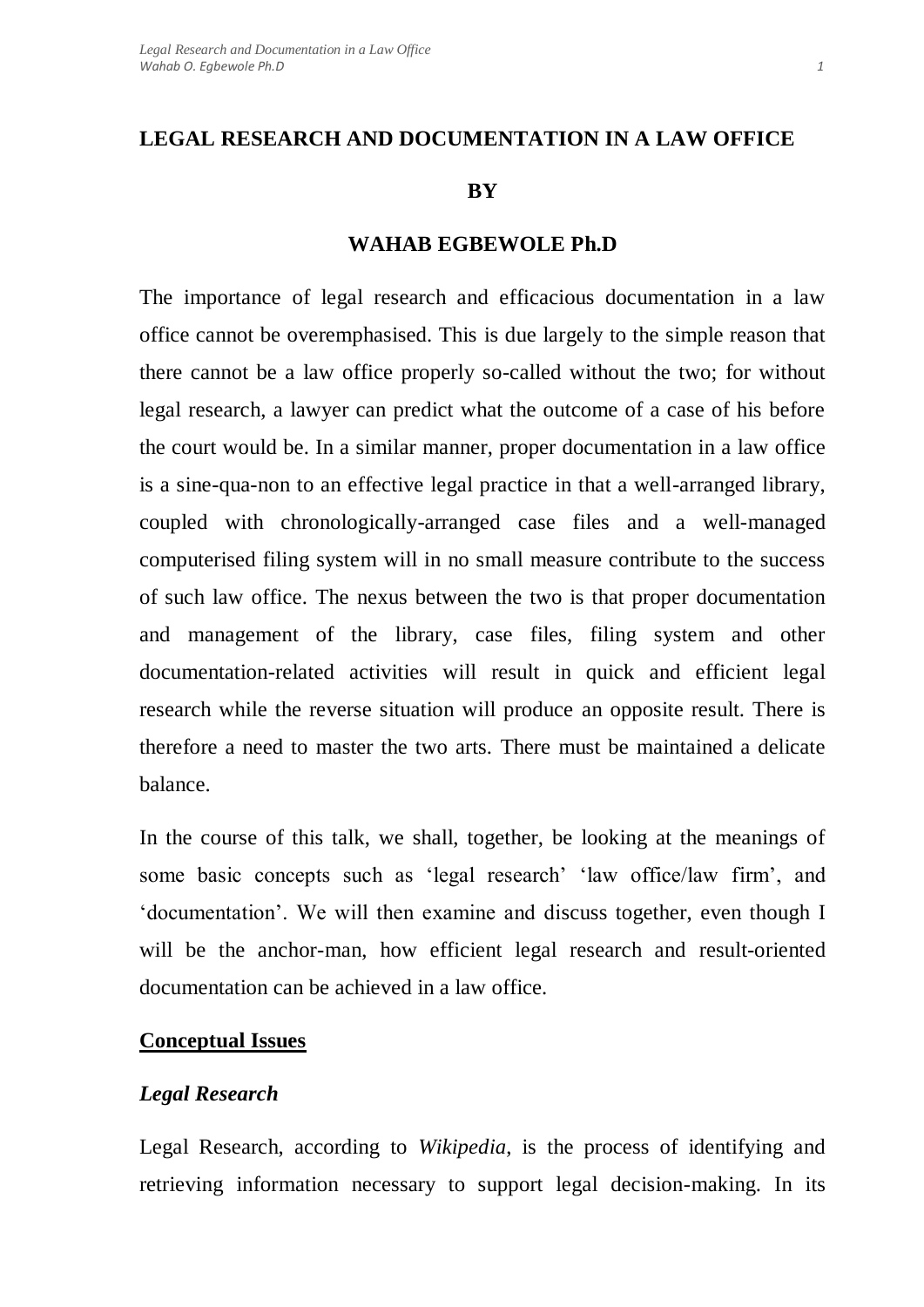# LEGAL RESEARCH AND DOCUMENTATION IN A LAW OFFICE

**BY**

**WAHAB EGBEWOLE Ph.D**

The importance of legal research and efficacious documentation in a law office cannot be overemphasised. This is due largely to the simple reason that there cannot be a law office properly so-called without the two; for without legal research, a lawyer can predict what the outcome of a case of his before the court would be. In a similar manner, proper documentation in a law office is a sine-qua-non to an effective legal practice in that a well-arranged library, coupled with chronologically-arranged case files and a well-managed computerised filing system will in no small measure contribute to the success of such law office. The nexus between the two is that proper documentation and management of the library, case files, filing system and other documentation-related activities will result in quick and efficient legal research while the reverse situation will produce an opposite result. There is therefore a need to master the two arts. There must be maintained a delicate balance.

In the course of this talk, we shall, together, be looking at the meanings of some basic concepts such as 'legal research' 'law office/law firm', and 'documentation'. We will then examine and discuss together, even though I will be the anchor-man, how efficient legal research and result-oriented documentation can be achieved in a law office.

## Conceptual Issues

### *Legal Research*

Legal Research, according to *Wikipedia*, is the process of identifying and retrieving information necessary to support legal decision-making. In its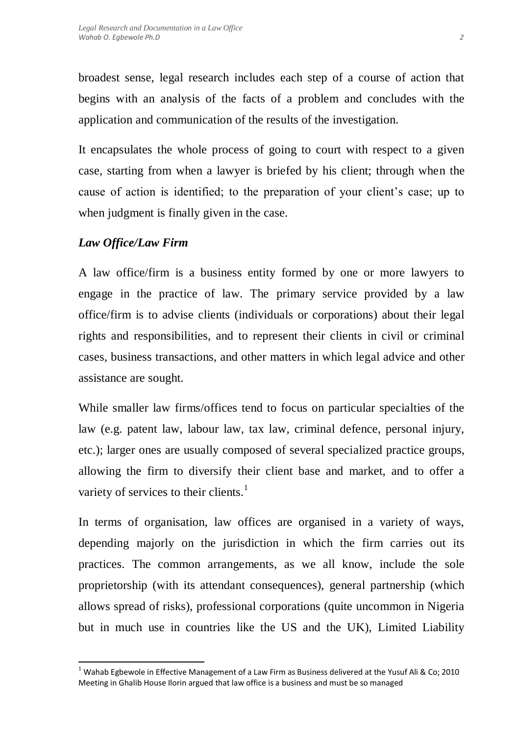broadest sense, legal research includes each step of a course of action that begins with an analysis of the facts of a problem and concludes with the application and communication of the results of the investigation.

It encapsulates the whole process of going to court with respect to a given case, starting from when a lawyer is briefed by his client; through when the cause of action is identified; to the preparation of your client's case; up to when judgment is finally given in the case.

***Law Office/Law Firm***

A law office/firm is a business entity formed by one or more lawyers to engage in the practice of law. The primary service provided by a law office/firm is to advise clients (individuals or corporations) about their legal rights and responsibilities, and to represent their clients in civil or criminal cases, business transactions, and other matters in which legal advice and other assistance are sought.

While smaller law firms/offices tend to focus on particular specialties of the law (e.g. patent law, labour law, tax law, criminal defence, personal injury, etc.); larger ones are usually composed of several specialized practice groups, allowing the firm to diversify their client base and market, and to offer a variety of services to their clients.[1]

In terms of organisation, law offices are organised in a variety of ways, depending majorly on the jurisdiction in which the firm carries out its practices. The common arrangements, as we all know, include the sole proprietorship (with its attendant consequences), general partnership (which allows spread of risks), professional corporations (quite uncommon in Nigeria but in much use in countries like the US and the UK), Limited Liability

[1] Wahab Egbewole in Effective Management of a Law Firm as Business delivered at the Yusuf Ali & Co; 2010 Meeting in Ghalib House Ilorin argued that law office is a business and must be so managed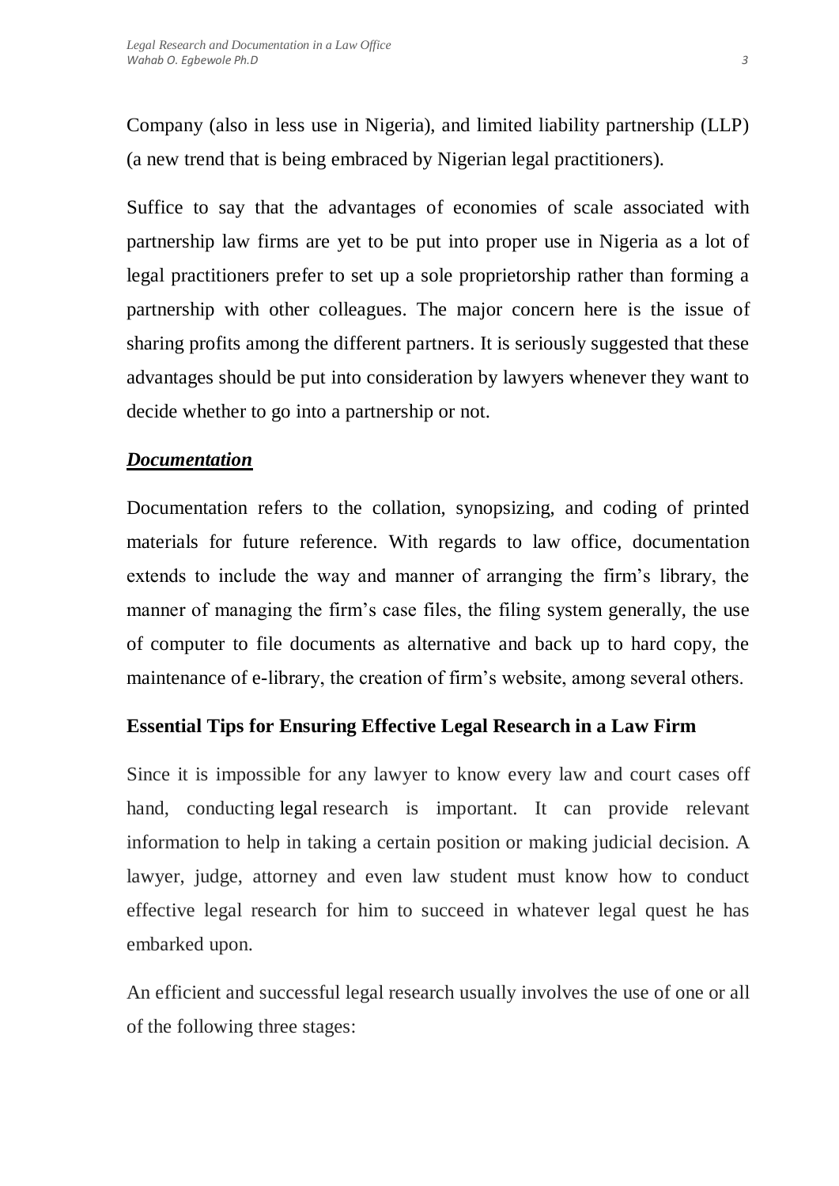Company (also in less use in Nigeria), and limited liability partnership (LLP) (a new trend that is being embraced by Nigerian legal practitioners).

Suffice to say that the advantages of economies of scale associated with partnership law firms are yet to be put into proper use in Nigeria as a lot of legal practitioners prefer to set up a sole proprietorship rather than forming a partnership with other colleagues. The major concern here is the issue of sharing profits among the different partners. It is seriously suggested that these advantages should be put into consideration by lawyers whenever they want to decide whether to go into a partnership or not.

***Documentation***

Documentation refers to the collation, synopsizing, and coding of printed materials for future reference. With regards to law office, documentation extends to include the way and manner of arranging the firm's library, the manner of managing the firm's case files, the filing system generally, the use of computer to file documents as alternative and back up to hard copy, the maintenance of e-library, the creation of firm's website, among several others.

**Essential Tips for Ensuring Effective Legal Research in a Law Firm**

Since it is impossible for any lawyer to know every law and court cases off hand, conducting legal research is important. It can provide relevant information to help in taking a certain position or making judicial decision. A lawyer, judge, attorney and even law student must know how to conduct effective legal research for him to succeed in whatever legal quest he has embarked upon.

An efficient and successful legal research usually involves the use of one or all of the following three stages: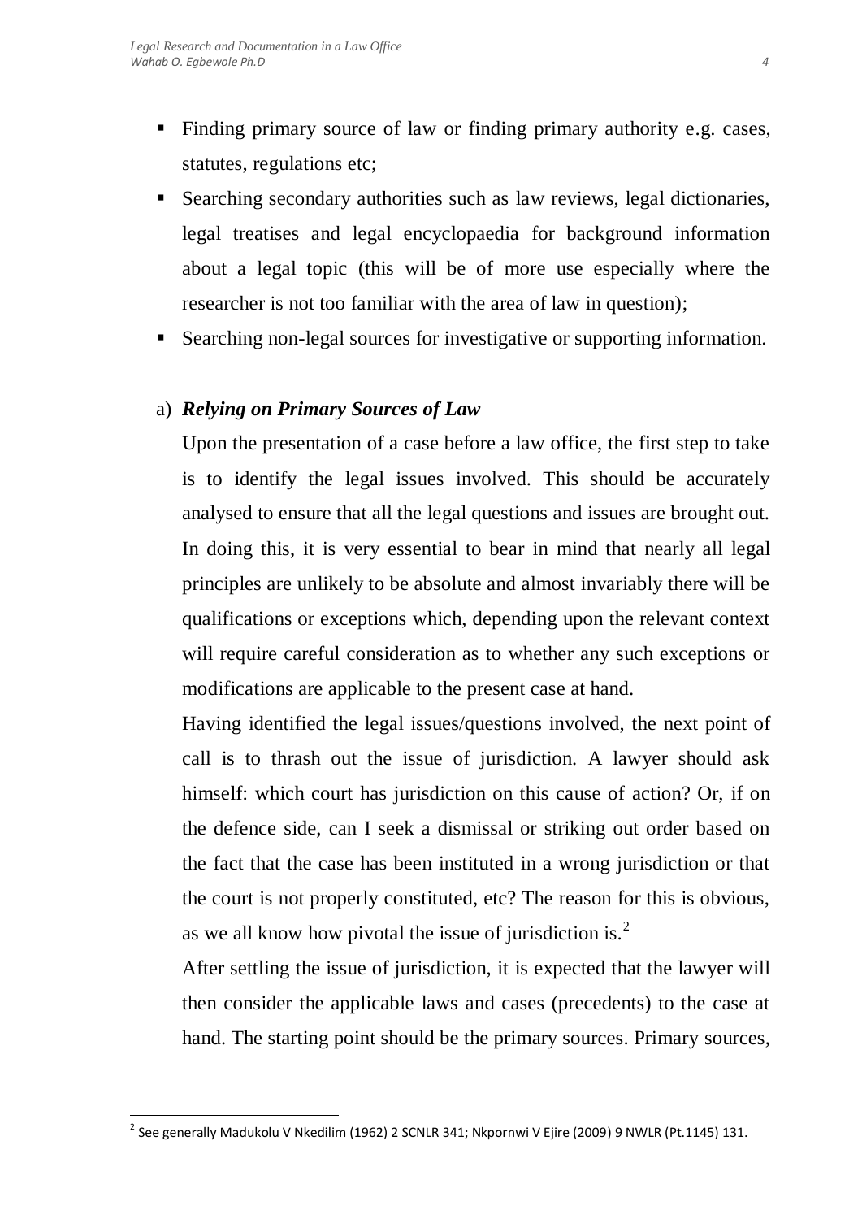- Finding primary source of law or finding primary authority e.g. cases, statutes, regulations etc;
- Searching secondary authorities such as law reviews, legal dictionaries, legal treatises and legal encyclopaedia for background information about a legal topic (this will be of more use especially where the researcher is not too familiar with the area of law in question);
- Searching non-legal sources for investigative or supporting information.

a) ***Relying on Primary Sources of Law***

Upon the presentation of a case before a law office, the first step to take is to identify the legal issues involved. This should be accurately analysed to ensure that all the legal questions and issues are brought out. In doing this, it is very essential to bear in mind that nearly all legal principles are unlikely to be absolute and almost invariably there will be qualifications or exceptions which, depending upon the relevant context will require careful consideration as to whether any such exceptions or modifications are applicable to the present case at hand.

Having identified the legal issues/questions involved, the next point of call is to thrash out the issue of jurisdiction. A lawyer should ask himself: which court has jurisdiction on this cause of action? Or, if on the defence side, can I seek a dismissal or striking out order based on the fact that the case has been instituted in a wrong jurisdiction or that the court is not properly constituted, etc? The reason for this is obvious, as we all know how pivotal the issue of jurisdiction is.[2]

After settling the issue of jurisdiction, it is expected that the lawyer will then consider the applicable laws and cases (precedents) to the case at hand. The starting point should be the primary sources. Primary sources,

---

[2] See generally Madukolu V Nkedilim (1962) 2 SCNLR 341; Nkpornwi V Ejire (2009) 9 NWLR (Pt.1145) 131.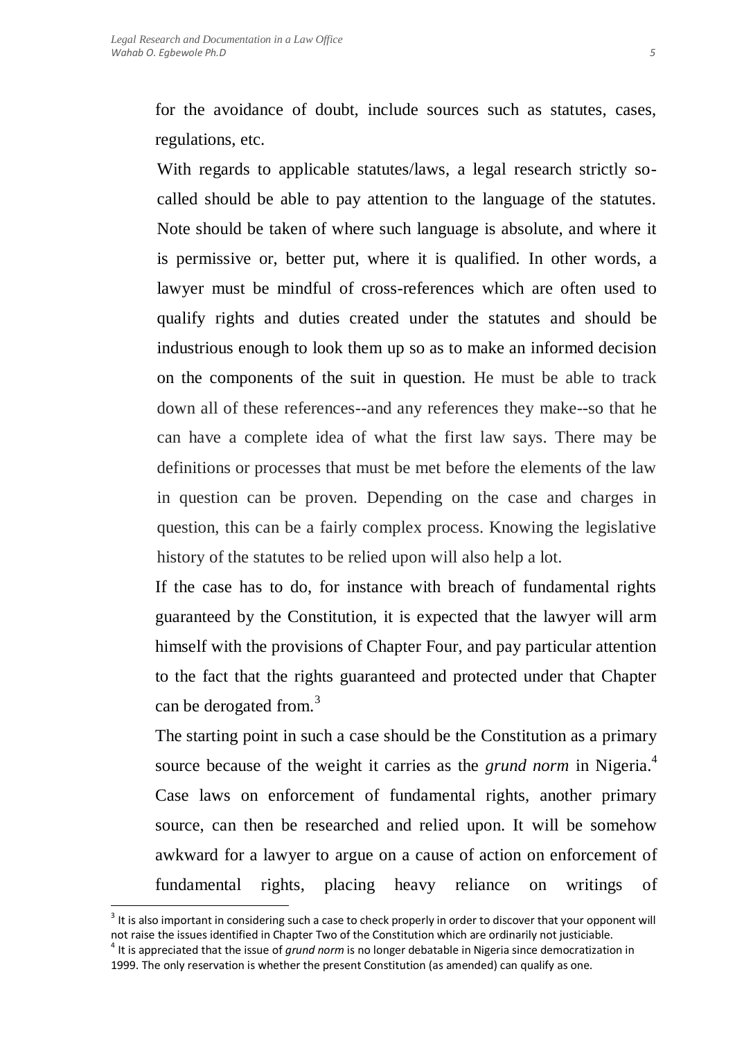for the avoidance of doubt, include sources such as statutes, cases, regulations, etc.

With regards to applicable statutes/laws, a legal research strictly so-called should be able to pay attention to the language of the statutes. Note should be taken of where such language is absolute, and where it is permissive or, better put, where it is qualified. In other words, a lawyer must be mindful of cross-references which are often used to qualify rights and duties created under the statutes and should be industrious enough to look them up so as to make an informed decision on the components of the suit in question. He must be able to track down all of these references--and any references they make--so that he can have a complete idea of what the first law says. There may be definitions or processes that must be met before the elements of the law in question can be proven. Depending on the case and charges in question, this can be a fairly complex process. Knowing the legislative history of the statutes to be relied upon will also help a lot.

If the case has to do, for instance with breach of fundamental rights guaranteed by the Constitution, it is expected that the lawyer will arm himself with the provisions of Chapter Four, and pay particular attention to the fact that the rights guaranteed and protected under that Chapter can be derogated from.[3]

The starting point in such a case should be the Constitution as a primary source because of the weight it carries as the *grund norm* in Nigeria.[4] Case laws on enforcement of fundamental rights, another primary source, can then be researched and relied upon. It will be somehow awkward for a lawyer to argue on a cause of action on enforcement of fundamental rights, placing heavy reliance on writings of

---

[3] It is also important in considering such a case to check properly in order to discover that your opponent will not raise the issues identified in Chapter Two of the Constitution which are ordinarily not justiciable.

[4] It is appreciated that the issue of *grund norm* is no longer debatable in Nigeria since democratization in 1999. The only reservation is whether the present Constitution (as amended) can qualify as one.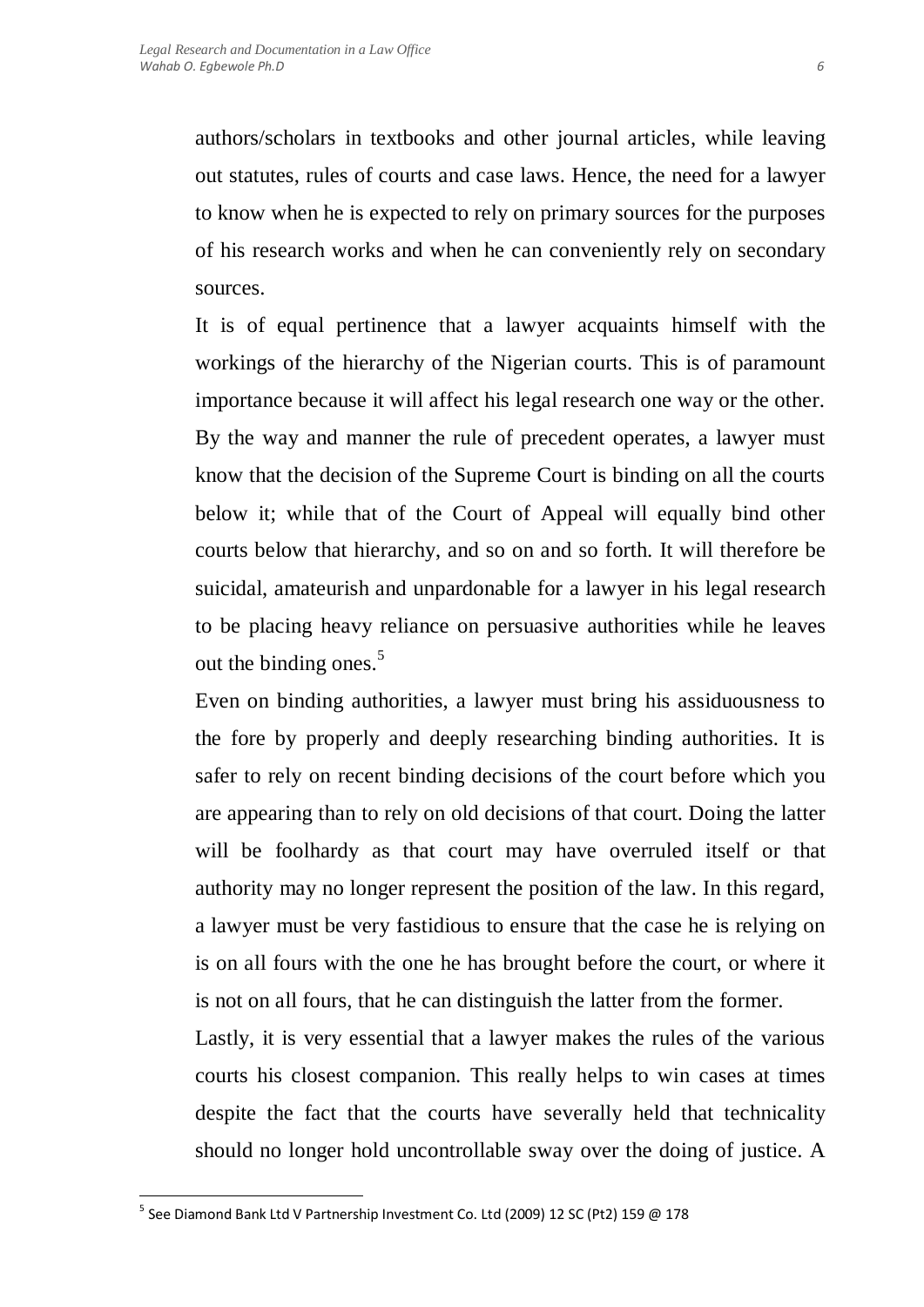authors/scholars in textbooks and other journal articles, while leaving out statutes, rules of courts and case laws. Hence, the need for a lawyer to know when he is expected to rely on primary sources for the purposes of his research works and when he can conveniently rely on secondary sources.

It is of equal pertinence that a lawyer acquaints himself with the workings of the hierarchy of the Nigerian courts. This is of paramount importance because it will affect his legal research one way or the other. By the way and manner the rule of precedent operates, a lawyer must know that the decision of the Supreme Court is binding on all the courts below it; while that of the Court of Appeal will equally bind other courts below that hierarchy, and so on and so forth. It will therefore be suicidal, amateurish and unpardonable for a lawyer in his legal research to be placing heavy reliance on persuasive authorities while he leaves out the binding ones.[5]

Even on binding authorities, a lawyer must bring his assiduousness to the fore by properly and deeply researching binding authorities. It is safer to rely on recent binding decisions of the court before which you are appearing than to rely on old decisions of that court. Doing the latter will be foolhardy as that court may have overruled itself or that authority may no longer represent the position of the law. In this regard, a lawyer must be very fastidious to ensure that the case he is relying on is on all fours with the one he has brought before the court, or where it is not on all fours, that he can distinguish the latter from the former.

Lastly, it is very essential that a lawyer makes the rules of the various courts his closest companion. This really helps to win cases at times despite the fact that the courts have severally held that technicality should no longer hold uncontrollable sway over the doing of justice. A

---

[5] See Diamond Bank Ltd V Partnership Investment Co. Ltd (2009) 12 SC (Pt2) 159 @ 178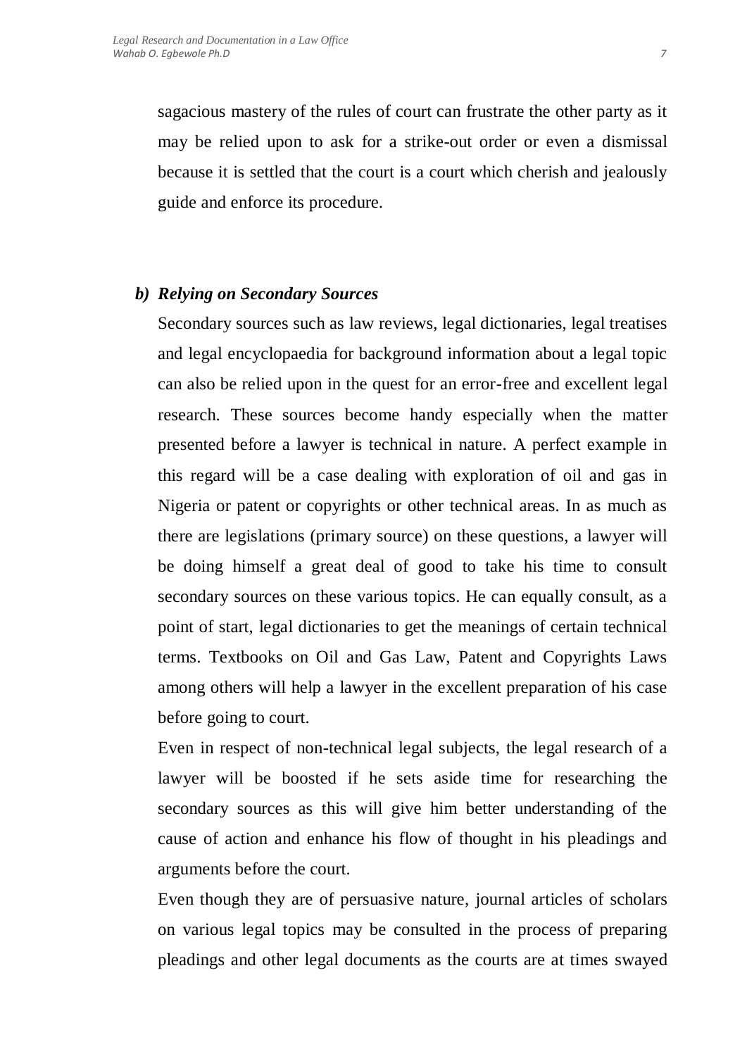sagacious mastery of the rules of court can frustrate the other party as it may be relied upon to ask for a strike-out order or even a dismissal because it is settled that the court is a court which cherish and jealously guide and enforce its procedure.

***b) Relying on Secondary Sources***

Secondary sources such as law reviews, legal dictionaries, legal treatises and legal encyclopaedia for background information about a legal topic can also be relied upon in the quest for an error-free and excellent legal research. These sources become handy especially when the matter presented before a lawyer is technical in nature. A perfect example in this regard will be a case dealing with exploration of oil and gas in Nigeria or patent or copyrights or other technical areas. In as much as there are legislations (primary source) on these questions, a lawyer will be doing himself a great deal of good to take his time to consult secondary sources on these various topics. He can equally consult, as a point of start, legal dictionaries to get the meanings of certain technical terms. Textbooks on Oil and Gas Law, Patent and Copyrights Laws among others will help a lawyer in the excellent preparation of his case before going to court.

Even in respect of non-technical legal subjects, the legal research of a lawyer will be boosted if he sets aside time for researching the secondary sources as this will give him better understanding of the cause of action and enhance his flow of thought in his pleadings and arguments before the court.

Even though they are of persuasive nature, journal articles of scholars on various legal topics may be consulted in the process of preparing pleadings and other legal documents as the courts are at times swayed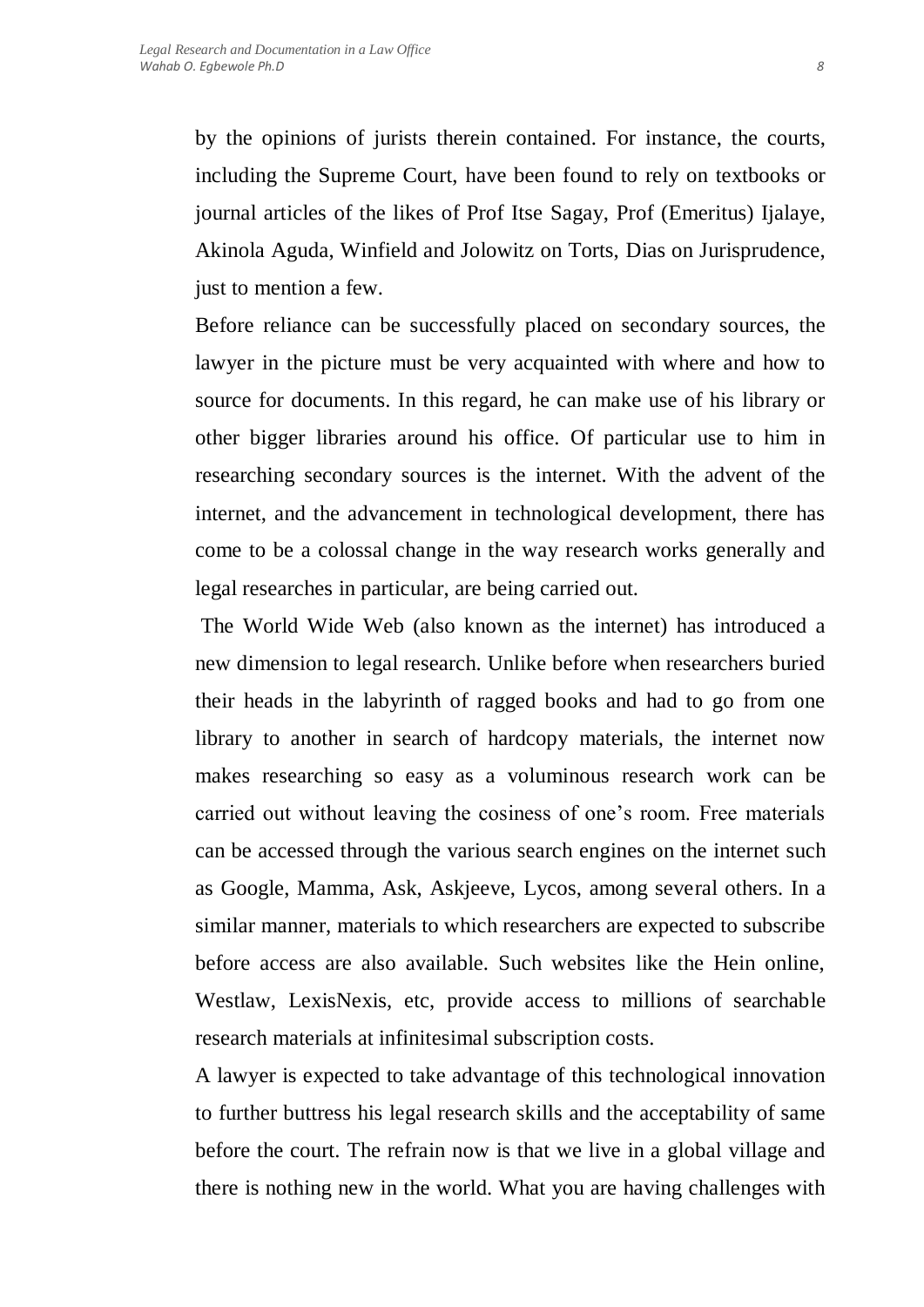by the opinions of jurists therein contained. For instance, the courts, including the Supreme Court, have been found to rely on textbooks or journal articles of the likes of Prof Itse Sagay, Prof (Emeritus) Ijalaye, Akinola Aguda, Winfield and Jolowitz on Torts, Dias on Jurisprudence, just to mention a few.

Before reliance can be successfully placed on secondary sources, the lawyer in the picture must be very acquainted with where and how to source for documents. In this regard, he can make use of his library or other bigger libraries around his office. Of particular use to him in researching secondary sources is the internet. With the advent of the internet, and the advancement in technological development, there has come to be a colossal change in the way research works generally and legal researches in particular, are being carried out.

The World Wide Web (also known as the internet) has introduced a new dimension to legal research. Unlike before when researchers buried their heads in the labyrinth of ragged books and had to go from one library to another in search of hardcopy materials, the internet now makes researching so easy as a voluminous research work can be carried out without leaving the cosiness of one's room. Free materials can be accessed through the various search engines on the internet such as Google, Mamma, Ask, Askjeeve, Lycos, among several others. In a similar manner, materials to which researchers are expected to subscribe before access are also available. Such websites like the Hein online, Westlaw, LexisNexis, etc, provide access to millions of searchable research materials at infinitesimal subscription costs.

A lawyer is expected to take advantage of this technological innovation to further buttress his legal research skills and the acceptability of same before the court. The refrain now is that we live in a global village and there is nothing new in the world. What you are having challenges with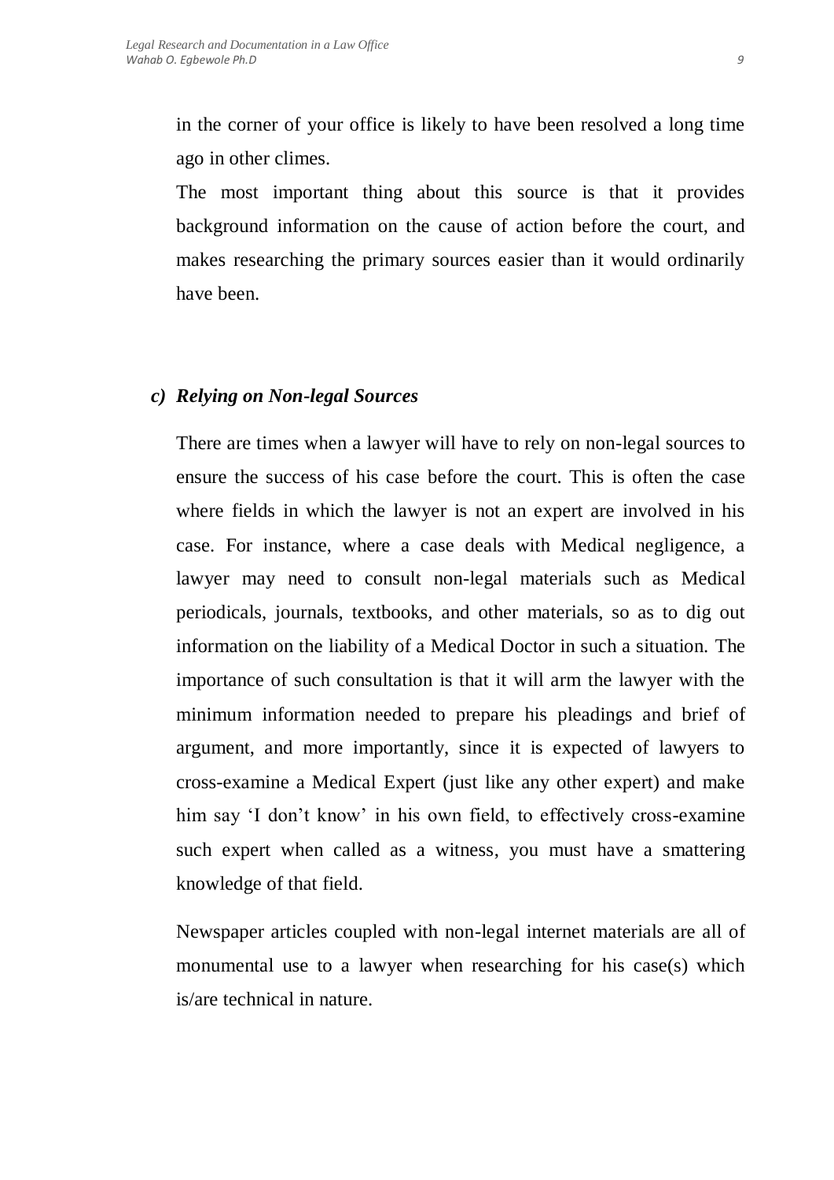in the corner of your office is likely to have been resolved a long time ago in other climes.

The most important thing about this source is that it provides background information on the cause of action before the court, and makes researching the primary sources easier than it would ordinarily have been.

### *c) Relying on Non-legal Sources*

There are times when a lawyer will have to rely on non-legal sources to ensure the success of his case before the court. This is often the case where fields in which the lawyer is not an expert are involved in his case. For instance, where a case deals with Medical negligence, a lawyer may need to consult non-legal materials such as Medical periodicals, journals, textbooks, and other materials, so as to dig out information on the liability of a Medical Doctor in such a situation. The importance of such consultation is that it will arm the lawyer with the minimum information needed to prepare his pleadings and brief of argument, and more importantly, since it is expected of lawyers to cross-examine a Medical Expert (just like any other expert) and make him say 'I don't know' in his own field, to effectively cross-examine such expert when called as a witness, you must have a smattering knowledge of that field.

Newspaper articles coupled with non-legal internet materials are all of monumental use to a lawyer when researching for his case(s) which is/are technical in nature.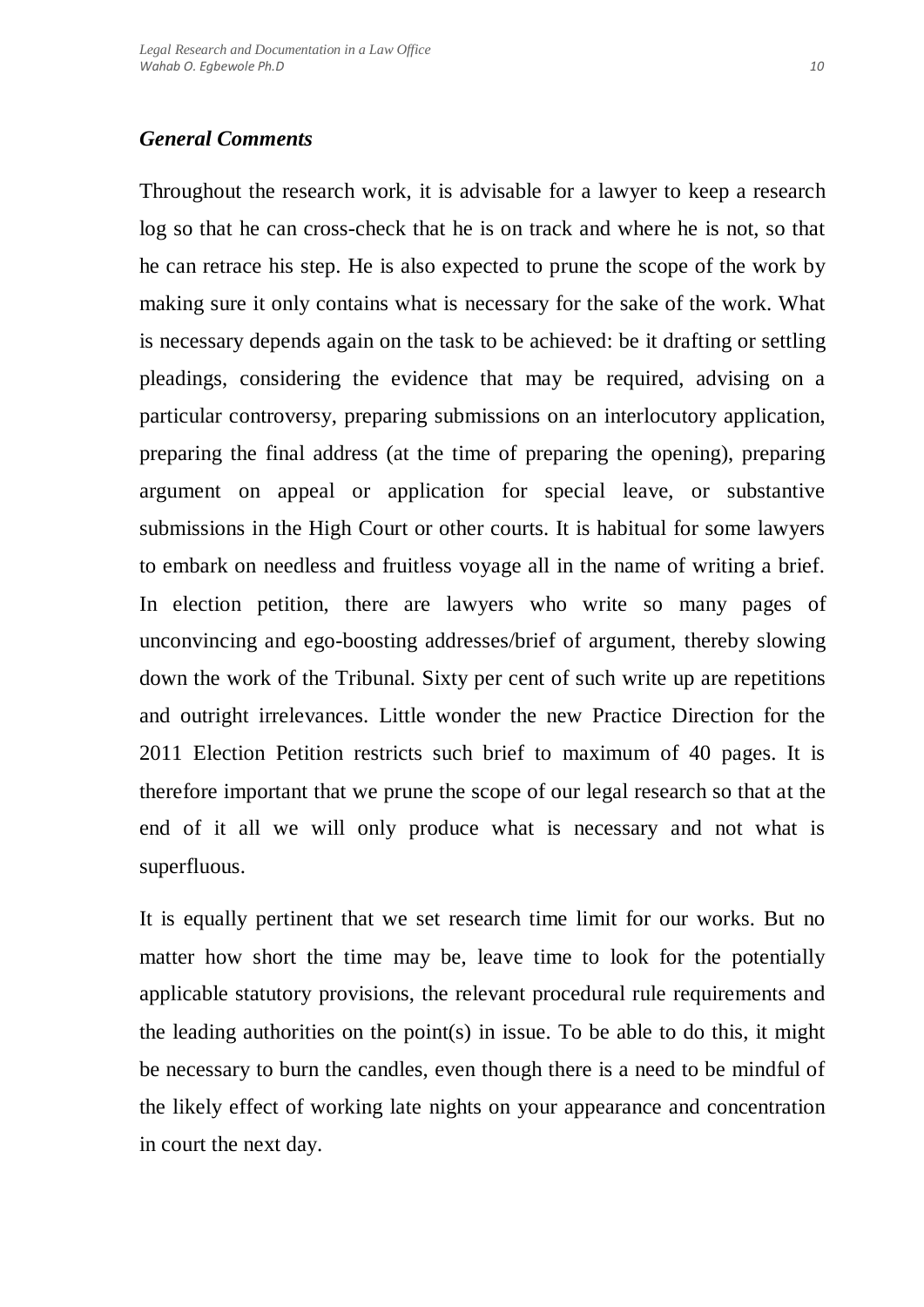### *General Comments*

Throughout the research work, it is advisable for a lawyer to keep a research log so that he can cross-check that he is on track and where he is not, so that he can retrace his step. He is also expected to prune the scope of the work by making sure it only contains what is necessary for the sake of the work. What is necessary depends again on the task to be achieved: be it drafting or settling pleadings, considering the evidence that may be required, advising on a particular controversy, preparing submissions on an interlocutory application, preparing the final address (at the time of preparing the opening), preparing argument on appeal or application for special leave, or substantive submissions in the High Court or other courts. It is habitual for some lawyers to embark on needless and fruitless voyage all in the name of writing a brief. In election petition, there are lawyers who write so many pages of unconvincing and ego-boosting addresses/brief of argument, thereby slowing down the work of the Tribunal. Sixty per cent of such write up are repetitions and outright irrelevances. Little wonder the new Practice Direction for the 2011 Election Petition restricts such brief to maximum of 40 pages. It is therefore important that we prune the scope of our legal research so that at the end of it all we will only produce what is necessary and not what is superfluous.

It is equally pertinent that we set research time limit for our works. But no matter how short the time may be, leave time to look for the potentially applicable statutory provisions, the relevant procedural rule requirements and the leading authorities on the point(s) in issue. To be able to do this, it might be necessary to burn the candles, even though there is a need to be mindful of the likely effect of working late nights on your appearance and concentration in court the next day.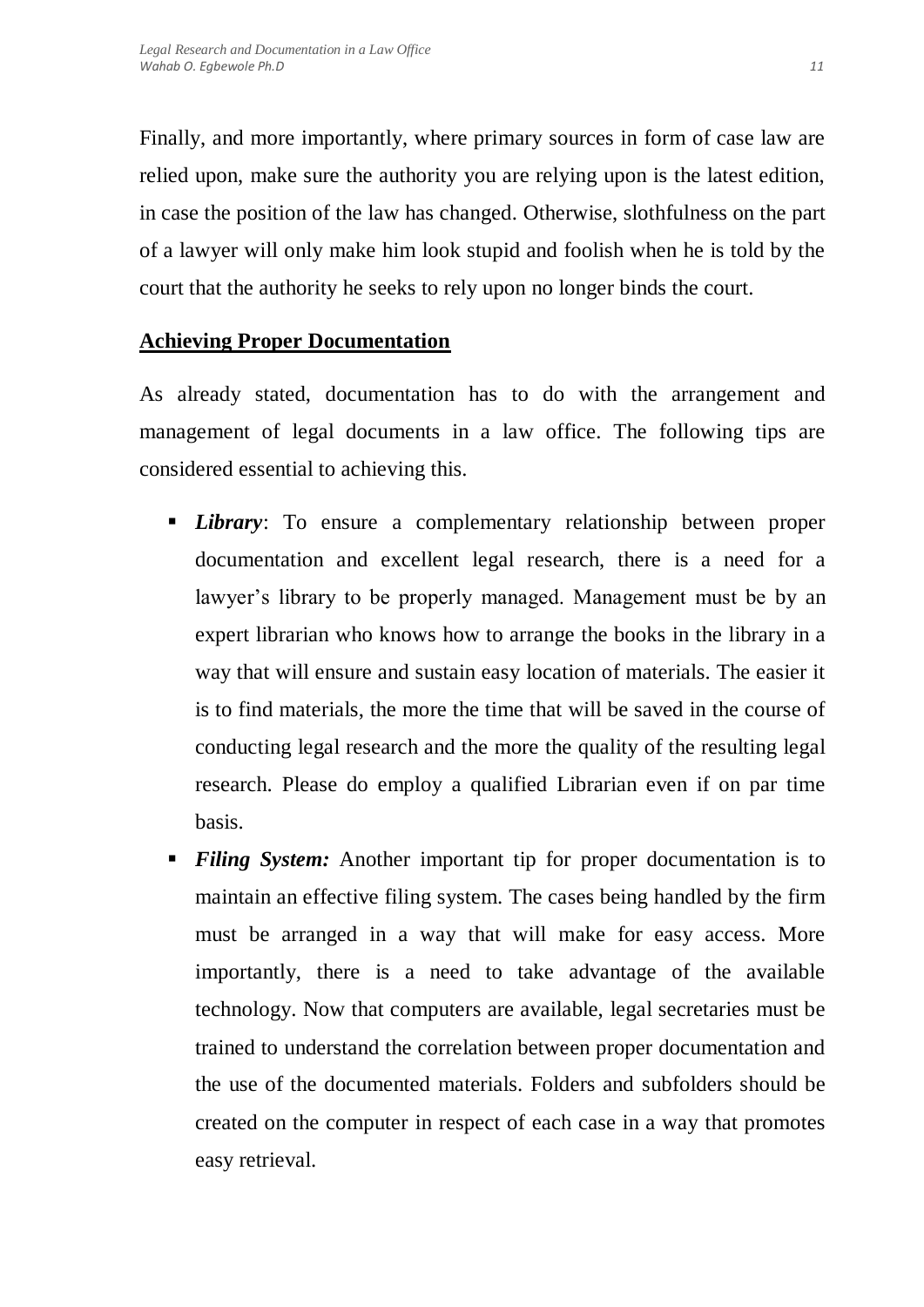Finally, and more importantly, where primary sources in form of case law are relied upon, make sure the authority you are relying upon is the latest edition, in case the position of the law has changed. Otherwise, slothfulness on the part of a lawyer will only make him look stupid and foolish when he is told by the court that the authority he seeks to rely upon no longer binds the court.

## Achieving Proper Documentation

As already stated, documentation has to do with the arrangement and management of legal documents in a law office. The following tips are considered essential to achieving this.

- ***Library***: To ensure a complementary relationship between proper documentation and excellent legal research, there is a need for a lawyer's library to be properly managed. Management must be by an expert librarian who knows how to arrange the books in the library in a way that will ensure and sustain easy location of materials. The easier it is to find materials, the more the time that will be saved in the course of conducting legal research and the more the quality of the resulting legal research. Please do employ a qualified Librarian even if on par time basis.
- ***Filing System:*** Another important tip for proper documentation is to maintain an effective filing system. The cases being handled by the firm must be arranged in a way that will make for easy access. More importantly, there is a need to take advantage of the available technology. Now that computers are available, legal secretaries must be trained to understand the correlation between proper documentation and the use of the documented materials. Folders and subfolders should be created on the computer in respect of each case in a way that promotes easy retrieval.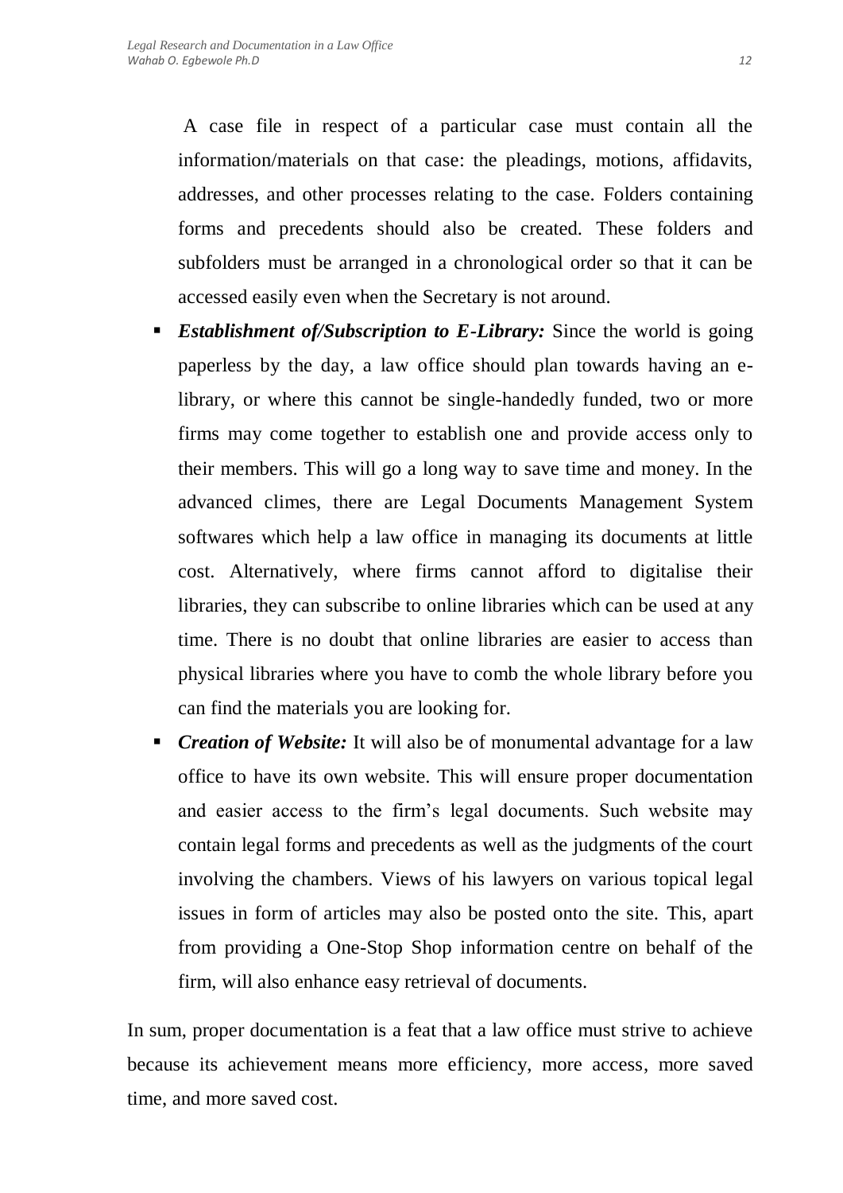A case file in respect of a particular case must contain all the information/materials on that case: the pleadings, motions, affidavits, addresses, and other processes relating to the case. Folders containing forms and precedents should also be created. These folders and subfolders must be arranged in a chronological order so that it can be accessed easily even when the Secretary is not around.

- ***Establishment of/Subscription to E-Library:*** Since the world is going paperless by the day, a law office should plan towards having an e-library, or where this cannot be single-handedly funded, two or more firms may come together to establish one and provide access only to their members. This will go a long way to save time and money. In the advanced climes, there are Legal Documents Management System softwares which help a law office in managing its documents at little cost. Alternatively, where firms cannot afford to digitalise their libraries, they can subscribe to online libraries which can be used at any time. There is no doubt that online libraries are easier to access than physical libraries where you have to comb the whole library before you can find the materials you are looking for.
- ***Creation of Website:*** It will also be of monumental advantage for a law office to have its own website. This will ensure proper documentation and easier access to the firm's legal documents. Such website may contain legal forms and precedents as well as the judgments of the court involving the chambers. Views of his lawyers on various topical legal issues in form of articles may also be posted onto the site. This, apart from providing a One-Stop Shop information centre on behalf of the firm, will also enhance easy retrieval of documents.

In sum, proper documentation is a feat that a law office must strive to achieve because its achievement means more efficiency, more access, more saved time, and more saved cost.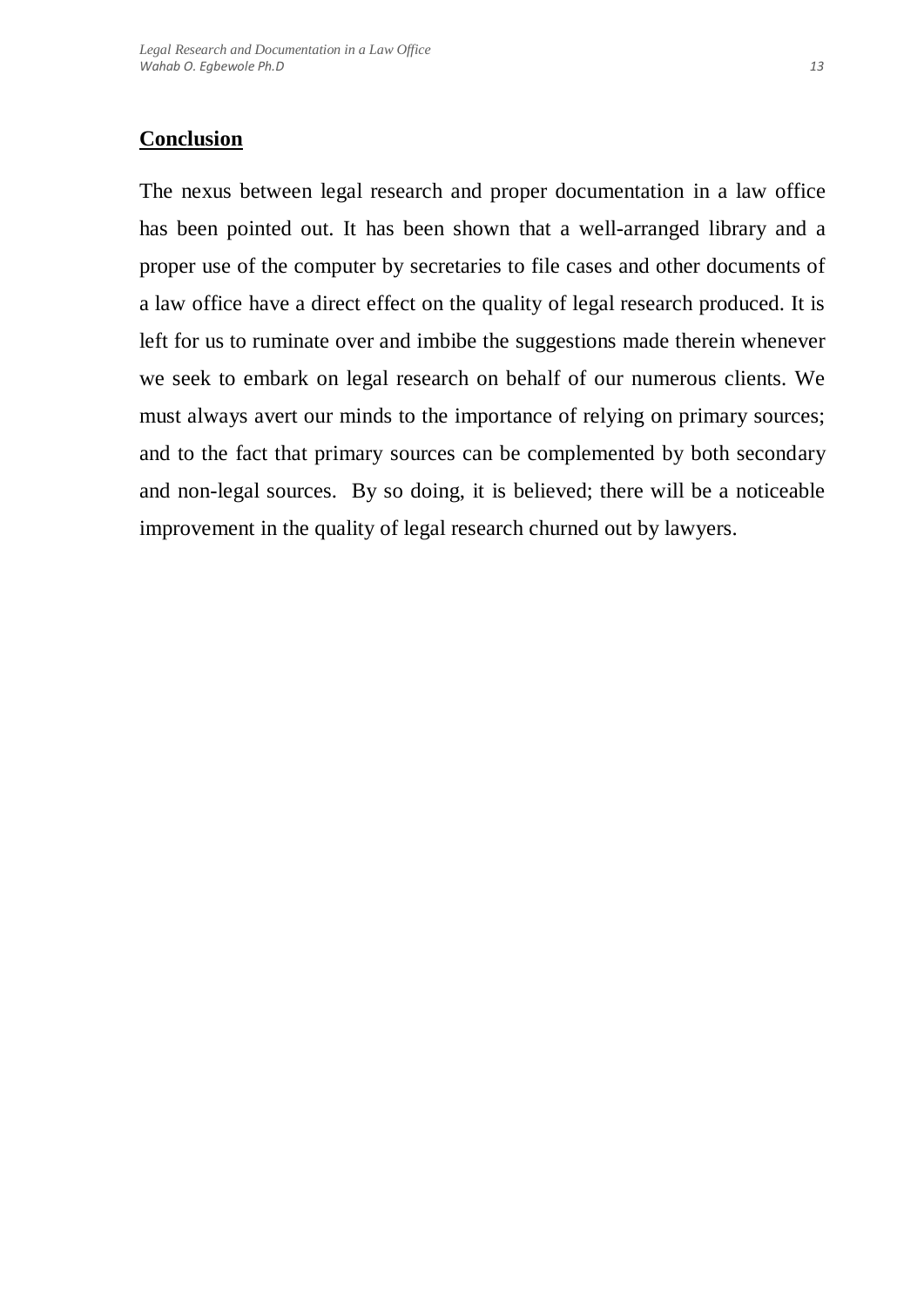## Conclusion

The nexus between legal research and proper documentation in a law office has been pointed out. It has been shown that a well-arranged library and a proper use of the computer by secretaries to file cases and other documents of a law office have a direct effect on the quality of legal research produced. It is left for us to ruminate over and imbibe the suggestions made therein whenever we seek to embark on legal research on behalf of our numerous clients. We must always avert our minds to the importance of relying on primary sources; and to the fact that primary sources can be complemented by both secondary and non-legal sources. By so doing, it is believed; there will be a noticeable improvement in the quality of legal research churned out by lawyers.